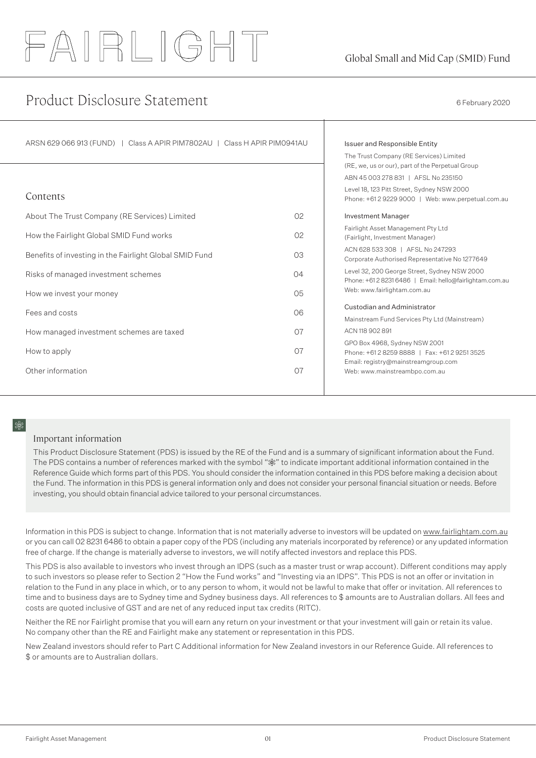# FAIRLIGHT

Global Small and Mid Cap (SMID) Fund

## Product Disclosure Statement

6 February 2020

ARSN 629 066 913 (FUND) | Class A APIR PIM7802AU | Class H APIR PIM0941AU

### Contents

| | |
|---|---|
| About The Trust Company (RE Services) Limited | 02 |
| How the Fairlight Global SMID Fund works | 02 |
| Benefits of investing in the Fairlight Global SMID Fund | 03 |
| Risks of managed investment schemes | 04 |
| How we invest your money | 05 |
| Fees and costs | 06 |
| How managed investment schemes are taxed | 07 |
| How to apply | 07 |
| Other information | 07 |

**Issuer and Responsible Entity**

The Trust Company (RE Services) Limited
(RE, we, us or our), part of the Perpetual Group

ABN 45 003 278 831 | AFSL No 235150

Level 18, 123 Pitt Street, Sydney NSW 2000
Phone: +61 2 9229 9000 | Web: www.perpetual.com.au

**Investment Manager**

Fairlight Asset Management Pty Ltd
(Fairlight, Investment Manager)

ACN 628 533 308 | AFSL No 247293
Corporate Authorised Representative No 1277649

Level 32, 200 George Street, Sydney NSW 2000
Phone: +61 2 8231 6486 | Email: hello@fairlightam.com.au
Web: www.fairlightam.com.au

**Custodian and Administrator**

Mainstream Fund Services Pty Ltd (Mainstream)

ACN 118 902 891

GPO Box 4968, Sydney NSW 2001
Phone: +61 2 8259 8888 | Fax: +61 2 9251 3525
Email: registry@mainstreamgroup.com
Web: www.mainstreambpo.com.au

### Important information

This Product Disclosure Statement (PDS) is issued by the RE of the Fund and is a summary of significant information about the Fund. The PDS contains a number of references marked with the symbol "❋" to indicate important additional information contained in the Reference Guide which forms part of this PDS. You should consider the information contained in this PDS before making a decision about the Fund. The information in this PDS is general information only and does not consider your personal financial situation or needs. Before investing, you should obtain financial advice tailored to your personal circumstances.

Information in this PDS is subject to change. Information that is not materially adverse to investors will be updated on www.fairlightam.com.au or you can call 02 8231 6486 to obtain a paper copy of the PDS (including any materials incorporated by reference) or any updated information free of charge. If the change is materially adverse to investors, we will notify affected investors and replace this PDS.

This PDS is also available to investors who invest through an IDPS (such as a master trust or wrap account). Different conditions may apply to such investors so please refer to Section 2 "How the Fund works" and "Investing via an IDPS". This PDS is not an offer or invitation in relation to the Fund in any place in which, or to any person to whom, it would not be lawful to make that offer or invitation. All references to time and to business days are to Sydney time and Sydney business days. All references to $ amounts are to Australian dollars. All fees and costs are quoted inclusive of GST and are net of any reduced input tax credits (RITC).

Neither the RE nor Fairlight promise that you will earn any return on your investment or that your investment will gain or retain its value. No company other than the RE and Fairlight make any statement or representation in this PDS.

New Zealand investors should refer to Part C Additional information for New Zealand investors in our Reference Guide. All references to $ or amounts are to Australian dollars.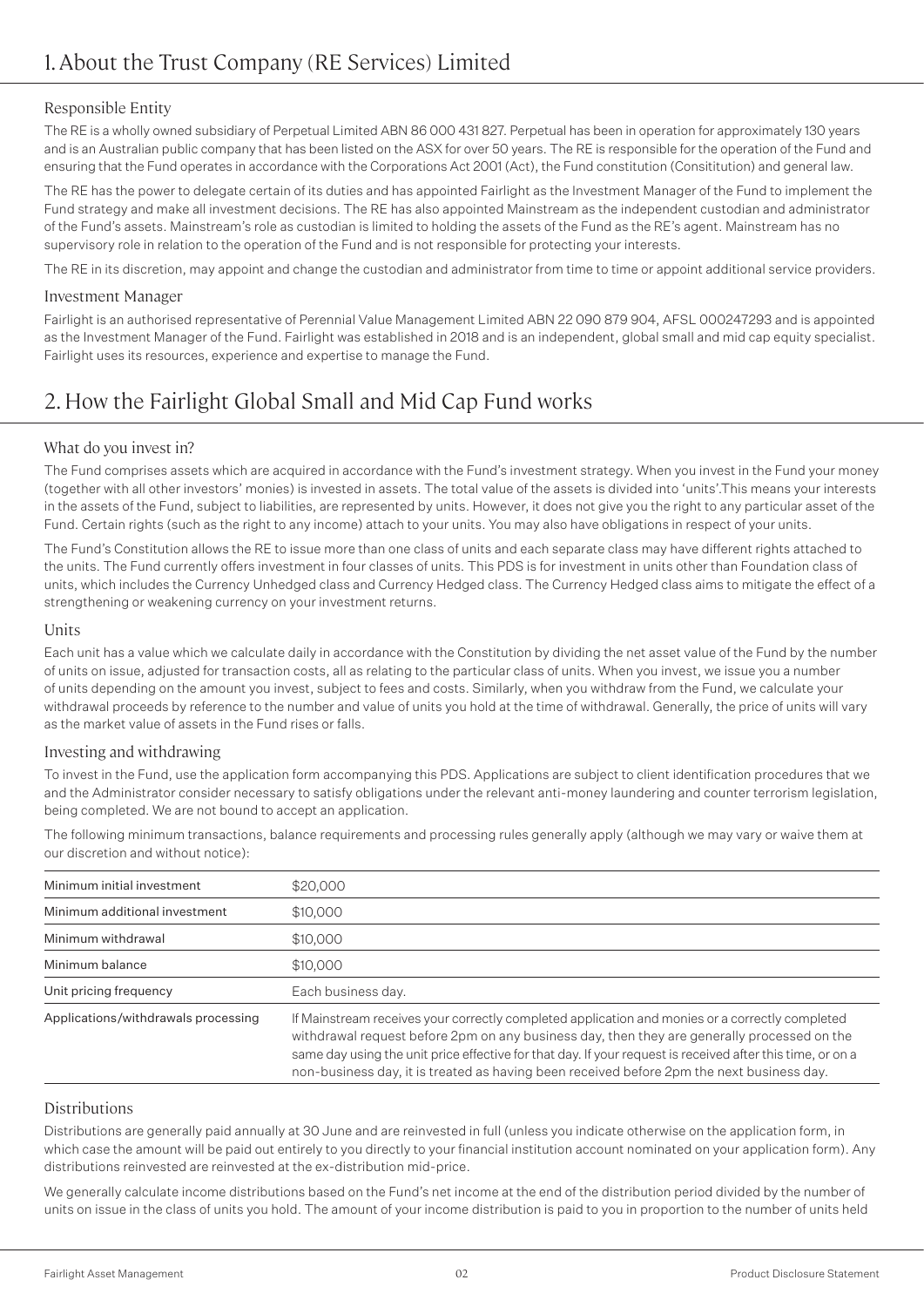# 1. About the Trust Company (RE Services) Limited

## Responsible Entity

The RE is a wholly owned subsidiary of Perpetual Limited ABN 86 000 431 827. Perpetual has been in operation for approximately 130 years and is an Australian public company that has been listed on the ASX for over 50 years. The RE is responsible for the operation of the Fund and ensuring that the Fund operates in accordance with the Corporations Act 2001 (Act), the Fund constitution (Consititution) and general law.

The RE has the power to delegate certain of its duties and has appointed Fairlight as the Investment Manager of the Fund to implement the Fund strategy and make all investment decisions. The RE has also appointed Mainstream as the independent custodian and administrator of the Fund's assets. Mainstream's role as custodian is limited to holding the assets of the Fund as the RE's agent. Mainstream has no supervisory role in relation to the operation of the Fund and is not responsible for protecting your interests.

The RE in its discretion, may appoint and change the custodian and administrator from time to time or appoint additional service providers.

## Investment Manager

Fairlight is an authorised representative of Perennial Value Management Limited ABN 22 090 879 904, AFSL 000247293 and is appointed as the Investment Manager of the Fund. Fairlight was established in 2018 and is an independent, global small and mid cap equity specialist. Fairlight uses its resources, experience and expertise to manage the Fund.

# 2. How the Fairlight Global Small and Mid Cap Fund works

## What do you invest in?

The Fund comprises assets which are acquired in accordance with the Fund's investment strategy. When you invest in the Fund your money (together with all other investors' monies) is invested in assets. The total value of the assets is divided into 'units'.This means your interests in the assets of the Fund, subject to liabilities, are represented by units. However, it does not give you the right to any particular asset of the Fund. Certain rights (such as the right to any income) attach to your units. You may also have obligations in respect of your units.

The Fund's Constitution allows the RE to issue more than one class of units and each separate class may have different rights attached to the units. The Fund currently offers investment in four classes of units. This PDS is for investment in units other than Foundation class of units, which includes the Currency Unhedged class and Currency Hedged class. The Currency Hedged class aims to mitigate the effect of a strengthening or weakening currency on your investment returns.

## Units

Each unit has a value which we calculate daily in accordance with the Constitution by dividing the net asset value of the Fund by the number of units on issue, adjusted for transaction costs, all as relating to the particular class of units. When you invest, we issue you a number of units depending on the amount you invest, subject to fees and costs. Similarly, when you withdraw from the Fund, we calculate your withdrawal proceeds by reference to the number and value of units you hold at the time of withdrawal. Generally, the price of units will vary as the market value of assets in the Fund rises or falls.

## Investing and withdrawing

To invest in the Fund, use the application form accompanying this PDS. Applications are subject to client identification procedures that we and the Administrator consider necessary to satisfy obligations under the relevant anti-money laundering and counter terrorism legislation, being completed. We are not bound to accept an application.

The following minimum transactions, balance requirements and processing rules generally apply (although we may vary or waive them at our discretion and without notice):

| | |
|---|---|
| Minimum initial investment | $20,000 |
| Minimum additional investment | $10,000 |
| Minimum withdrawal | $10,000 |
| Minimum balance | $10,000 |
| Unit pricing frequency | Each business day. |
| Applications/withdrawals processing | If Mainstream receives your correctly completed application and monies or a correctly completed withdrawal request before 2pm on any business day, then they are generally processed on the same day using the unit price effective for that day. If your request is received after this time, or on a non-business day, it is treated as having been received before 2pm the next business day. |

## Distributions

Distributions are generally paid annually at 30 June and are reinvested in full (unless you indicate otherwise on the application form, in which case the amount will be paid out entirely to you directly to your financial institution account nominated on your application form). Any distributions reinvested are reinvested at the ex-distribution mid-price.

We generally calculate income distributions based on the Fund's net income at the end of the distribution period divided by the number of units on issue in the class of units you hold. The amount of your income distribution is paid to you in proportion to the number of units held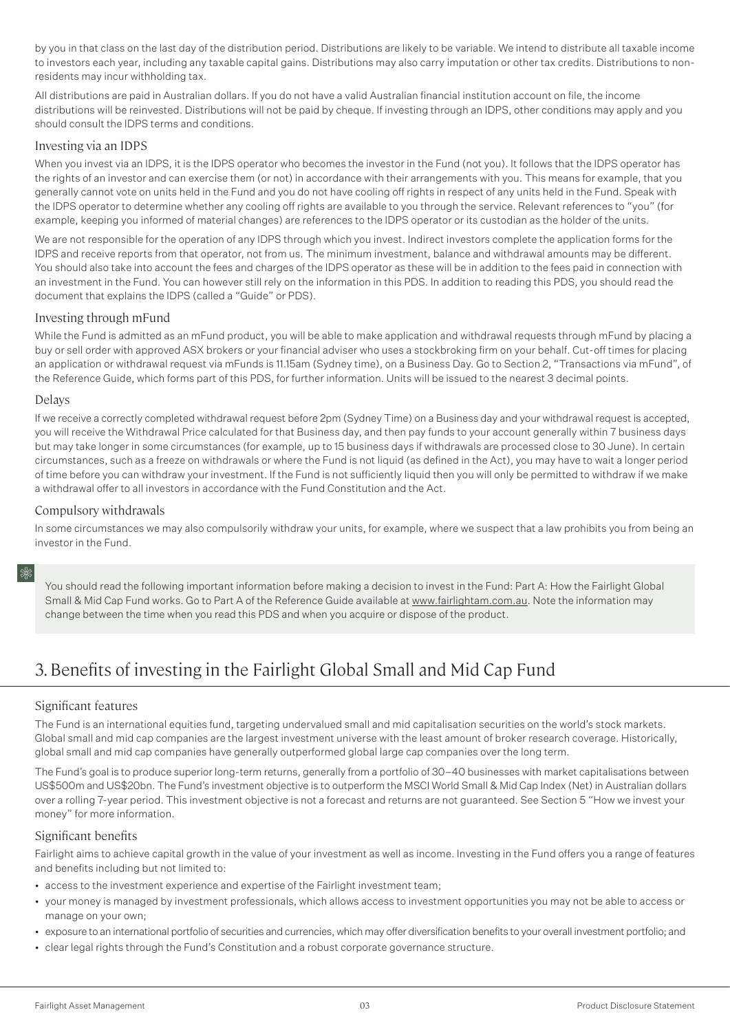by you in that class on the last day of the distribution period. Distributions are likely to be variable. We intend to distribute all taxable income to investors each year, including any taxable capital gains. Distributions may also carry imputation or other tax credits. Distributions to non-residents may incur withholding tax.

All distributions are paid in Australian dollars. If you do not have a valid Australian financial institution account on file, the income distributions will be reinvested. Distributions will not be paid by cheque. If investing through an IDPS, other conditions may apply and you should consult the IDPS terms and conditions.

### Investing via an IDPS

When you invest via an IDPS, it is the IDPS operator who becomes the investor in the Fund (not you). It follows that the IDPS operator has the rights of an investor and can exercise them (or not) in accordance with their arrangements with you. This means for example, that you generally cannot vote on units held in the Fund and you do not have cooling off rights in respect of any units held in the Fund. Speak with the IDPS operator to determine whether any cooling off rights are available to you through the service. Relevant references to "you" (for example, keeping you informed of material changes) are references to the IDPS operator or its custodian as the holder of the units.

We are not responsible for the operation of any IDPS through which you invest. Indirect investors complete the application forms for the IDPS and receive reports from that operator, not from us. The minimum investment, balance and withdrawal amounts may be different. You should also take into account the fees and charges of the IDPS operator as these will be in addition to the fees paid in connection with an investment in the Fund. You can however still rely on the information in this PDS. In addition to reading this PDS, you should read the document that explains the IDPS (called a "Guide" or PDS).

### Investing through mFund

While the Fund is admitted as an mFund product, you will be able to make application and withdrawal requests through mFund by placing a buy or sell order with approved ASX brokers or your financial adviser who uses a stockbroking firm on your behalf. Cut-off times for placing an application or withdrawal request via mFunds is 11.15am (Sydney time), on a Business Day. Go to Section 2, "Transactions via mFund", of the Reference Guide, which forms part of this PDS, for further information. Units will be issued to the nearest 3 decimal points.

### Delays

If we receive a correctly completed withdrawal request before 2pm (Sydney Time) on a Business day and your withdrawal request is accepted, you will receive the Withdrawal Price calculated for that Business day, and then pay funds to your account generally within 7 business days but may take longer in some circumstances (for example, up to 15 business days if withdrawals are processed close to 30 June). In certain circumstances, such as a freeze on withdrawals or where the Fund is not liquid (as defined in the Act), you may have to wait a longer period of time before you can withdraw your investment. If the Fund is not sufficiently liquid then you will only be permitted to withdraw if we make a withdrawal offer to all investors in accordance with the Fund Constitution and the Act.

### Compulsory withdrawals

In some circumstances we may also compulsorily withdraw your units, for example, where we suspect that a law prohibits you from being an investor in the Fund.

> You should read the following important information before making a decision to invest in the Fund: Part A: How the Fairlight Global Small & Mid Cap Fund works. Go to Part A of the Reference Guide available at www.fairlightam.com.au. Note the information may change between the time when you read this PDS and when you acquire or dispose of the product.

## 3. Benefits of investing in the Fairlight Global Small and Mid Cap Fund

### Significant features

The Fund is an international equities fund, targeting undervalued small and mid capitalisation securities on the world's stock markets. Global small and mid cap companies are the largest investment universe with the least amount of broker research coverage. Historically, global small and mid cap companies have generally outperformed global large cap companies over the long term.

The Fund's goal is to produce superior long-term returns, generally from a portfolio of 30–40 businesses with market capitalisations between US$500m and US$20bn. The Fund's investment objective is to outperform the MSCI World Small & Mid Cap Index (Net) in Australian dollars over a rolling 7-year period. This investment objective is not a forecast and returns are not guaranteed. See Section 5 "How we invest your money" for more information.

### Significant benefits

Fairlight aims to achieve capital growth in the value of your investment as well as income. Investing in the Fund offers you a range of features and benefits including but not limited to:

- access to the investment experience and expertise of the Fairlight investment team;
- your money is managed by investment professionals, which allows access to investment opportunities you may not be able to access or manage on your own;
- exposure to an international portfolio of securities and currencies, which may offer diversification benefits to your overall investment portfolio; and
- clear legal rights through the Fund's Constitution and a robust corporate governance structure.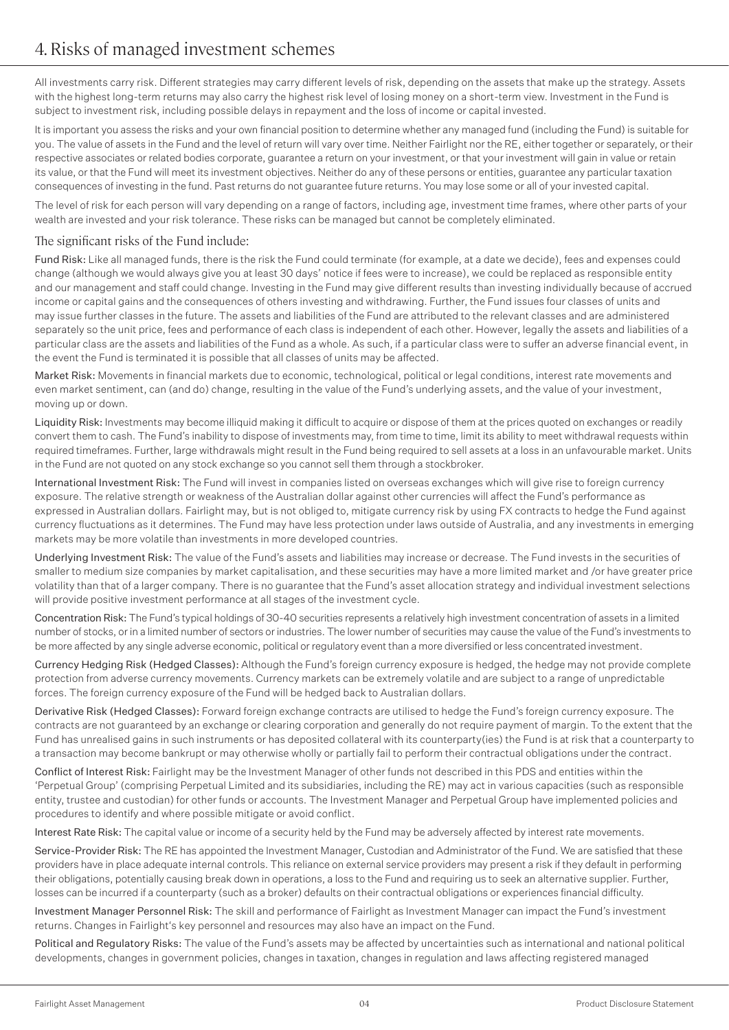# 4. Risks of managed investment schemes

All investments carry risk. Different strategies may carry different levels of risk, depending on the assets that make up the strategy. Assets with the highest long-term returns may also carry the highest risk level of losing money on a short-term view. Investment in the Fund is subject to investment risk, including possible delays in repayment and the loss of income or capital invested.

It is important you assess the risks and your own financial position to determine whether any managed fund (including the Fund) is suitable for you. The value of assets in the Fund and the level of return will vary over time. Neither Fairlight nor the RE, either together or separately, or their respective associates or related bodies corporate, guarantee a return on your investment, or that your investment will gain in value or retain its value, or that the Fund will meet its investment objectives. Neither do any of these persons or entities, guarantee any particular taxation consequences of investing in the fund. Past returns do not guarantee future returns. You may lose some or all of your invested capital.

The level of risk for each person will vary depending on a range of factors, including age, investment time frames, where other parts of your wealth are invested and your risk tolerance. These risks can be managed but cannot be completely eliminated.

## The significant risks of the Fund include:

**Fund Risk:** Like all managed funds, there is the risk the Fund could terminate (for example, at a date we decide), fees and expenses could change (although we would always give you at least 30 days' notice if fees were to increase), we could be replaced as responsible entity and our management and staff could change. Investing in the Fund may give different results than investing individually because of accrued income or capital gains and the consequences of others investing and withdrawing. Further, the Fund issues four classes of units and may issue further classes in the future. The assets and liabilities of the Fund are attributed to the relevant classes and are administered separately so the unit price, fees and performance of each class is independent of each other. However, legally the assets and liabilities of a particular class are the assets and liabilities of the Fund as a whole. As such, if a particular class were to suffer an adverse financial event, in the event the Fund is terminated it is possible that all classes of units may be affected.

**Market Risk:** Movements in financial markets due to economic, technological, political or legal conditions, interest rate movements and even market sentiment, can (and do) change, resulting in the value of the Fund's underlying assets, and the value of your investment, moving up or down.

**Liquidity Risk:** Investments may become illiquid making it difficult to acquire or dispose of them at the prices quoted on exchanges or readily convert them to cash. The Fund's inability to dispose of investments may, from time to time, limit its ability to meet withdrawal requests within required timeframes. Further, large withdrawals might result in the Fund being required to sell assets at a loss in an unfavourable market. Units in the Fund are not quoted on any stock exchange so you cannot sell them through a stockbroker.

**International Investment Risk:** The Fund will invest in companies listed on overseas exchanges which will give rise to foreign currency exposure. The relative strength or weakness of the Australian dollar against other currencies will affect the Fund's performance as expressed in Australian dollars. Fairlight may, but is not obliged to, mitigate currency risk by using FX contracts to hedge the Fund against currency fluctuations as it determines. The Fund may have less protection under laws outside of Australia, and any investments in emerging markets may be more volatile than investments in more developed countries.

**Underlying Investment Risk:** The value of the Fund's assets and liabilities may increase or decrease. The Fund invests in the securities of smaller to medium size companies by market capitalisation, and these securities may have a more limited market and /or have greater price volatility than that of a larger company. There is no guarantee that the Fund's asset allocation strategy and individual investment selections will provide positive investment performance at all stages of the investment cycle.

**Concentration Risk:** The Fund's typical holdings of 30-40 securities represents a relatively high investment concentration of assets in a limited number of stocks, or in a limited number of sectors or industries. The lower number of securities may cause the value of the Fund's investments to be more affected by any single adverse economic, political or regulatory event than a more diversified or less concentrated investment.

**Currency Hedging Risk (Hedged Classes):** Although the Fund's foreign currency exposure is hedged, the hedge may not provide complete protection from adverse currency movements. Currency markets can be extremely volatile and are subject to a range of unpredictable forces. The foreign currency exposure of the Fund will be hedged back to Australian dollars.

**Derivative Risk (Hedged Classes):** Forward foreign exchange contracts are utilised to hedge the Fund's foreign currency exposure. The contracts are not guaranteed by an exchange or clearing corporation and generally do not require payment of margin. To the extent that the Fund has unrealised gains in such instruments or has deposited collateral with its counterparty(ies) the Fund is at risk that a counterparty to a transaction may become bankrupt or may otherwise wholly or partially fail to perform their contractual obligations under the contract.

**Conflict of Interest Risk:** Fairlight may be the Investment Manager of other funds not described in this PDS and entities within the 'Perpetual Group' (comprising Perpetual Limited and its subsidiaries, including the RE) may act in various capacities (such as responsible entity, trustee and custodian) for other funds or accounts. The Investment Manager and Perpetual Group have implemented policies and procedures to identify and where possible mitigate or avoid conflict.

**Interest Rate Risk:** The capital value or income of a security held by the Fund may be adversely affected by interest rate movements.

**Service-Provider Risk:** The RE has appointed the Investment Manager, Custodian and Administrator of the Fund. We are satisfied that these providers have in place adequate internal controls. This reliance on external service providers may present a risk if they default in performing their obligations, potentially causing break down in operations, a loss to the Fund and requiring us to seek an alternative supplier. Further, losses can be incurred if a counterparty (such as a broker) defaults on their contractual obligations or experiences financial difficulty.

**Investment Manager Personnel Risk:** The skill and performance of Fairlight as Investment Manager can impact the Fund's investment returns. Changes in Fairlight's key personnel and resources may also have an impact on the Fund.

**Political and Regulatory Risks:** The value of the Fund's assets may be affected by uncertainties such as international and national political developments, changes in government policies, changes in taxation, changes in regulation and laws affecting registered managed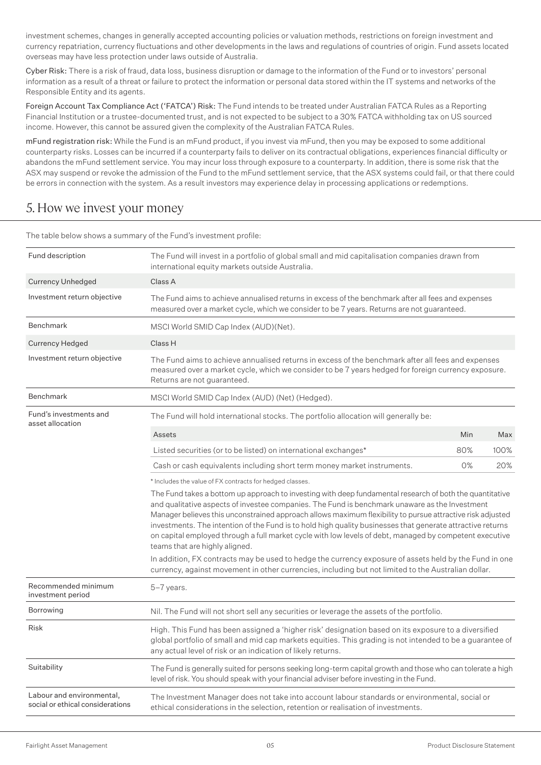investment schemes, changes in generally accepted accounting policies or valuation methods, restrictions on foreign investment and currency repatriation, currency fluctuations and other developments in the laws and regulations of countries of origin. Fund assets located overseas may have less protection under laws outside of Australia.

Cyber Risk: There is a risk of fraud, data loss, business disruption or damage to the information of the Fund or to investors' personal information as a result of a threat or failure to protect the information or personal data stored within the IT systems and networks of the Responsible Entity and its agents.

Foreign Account Tax Compliance Act ('FATCA') Risk: The Fund intends to be treated under Australian FATCA Rules as a Reporting Financial Institution or a trustee-documented trust, and is not expected to be subject to a 30% FATCA withholding tax on US sourced income. However, this cannot be assured given the complexity of the Australian FATCA Rules.

mFund registration risk: While the Fund is an mFund product, if you invest via mFund, then you may be exposed to some additional counterparty risks. Losses can be incurred if a counterparty fails to deliver on its contractual obligations, experiences financial difficulty or abandons the mFund settlement service. You may incur loss through exposure to a counterparty. In addition, there is some risk that the ASX may suspend or revoke the admission of the Fund to the mFund settlement service, that the ASX systems could fail, or that there could be errors in connection with the system. As a result investors may experience delay in processing applications or redemptions.

## 5. How we invest your money

The table below shows a summary of the Fund's investment profile:

| | |
|---|---|
| Fund description | The Fund will invest in a portfolio of global small and mid capitalisation companies drawn from international equity markets outside Australia. |
| Currency Unhedged | Class A |
| Investment return objective | The Fund aims to achieve annualised returns in excess of the benchmark after all fees and expenses measured over a market cycle, which we consider to be 7 years. Returns are not guaranteed. |
| Benchmark | MSCI World SMID Cap Index (AUD)(Net). |
| Currency Hedged | Class H |
| Investment return objective | The Fund aims to achieve annualised returns in excess of the benchmark after all fees and expenses measured over a market cycle, which we consider to be 7 years hedged for foreign currency exposure. Returns are not guaranteed. |
| Benchmark | MSCI World SMID Cap Index (AUD) (Net) (Hedged). |
| Fund's investments and asset allocation | The Fund will hold international stocks. The portfolio allocation will generally be: (see asset allocation table below) |
| Recommended minimum investment period | 5–7 years. |
| Borrowing | Nil. The Fund will not short sell any securities or leverage the assets of the portfolio. |
| Risk | High. This Fund has been assigned a 'higher risk' designation based on its exposure to a diversified global portfolio of small and mid cap markets equities. This grading is not intended to be a guarantee of any actual level of risk or an indication of likely returns. |
| Suitability | The Fund is generally suited for persons seeking long-term capital growth and those who can tolerate a high level of risk. You should speak with your financial adviser before investing in the Fund. |
| Labour and environmental, social or ethical considerations | The Investment Manager does not take into account labour standards or environmental, social or ethical considerations in the selection, retention or realisation of investments. |

Fund's investments and asset allocation:

| Assets | Min | Max |
|---|---|---|
| Listed securities (or to be listed) on international exchanges* | 80% | 100% |
| Cash or cash equivalents including short term money market instruments. | 0% | 20% |

\* Includes the value of FX contracts for hedged classes.

The Fund takes a bottom up approach to investing with deep fundamental research of both the quantitative and qualitative aspects of investee companies. The Fund is benchmark unaware as the Investment Manager believes this unconstrained approach allows maximum flexibility to pursue attractive risk adjusted investments. The intention of the Fund is to hold high quality businesses that generate attractive returns on capital employed through a full market cycle with low levels of debt, managed by competent executive teams that are highly aligned.

In addition, FX contracts may be used to hedge the currency exposure of assets held by the Fund in one currency, against movement in other currencies, including but not limited to the Australian dollar.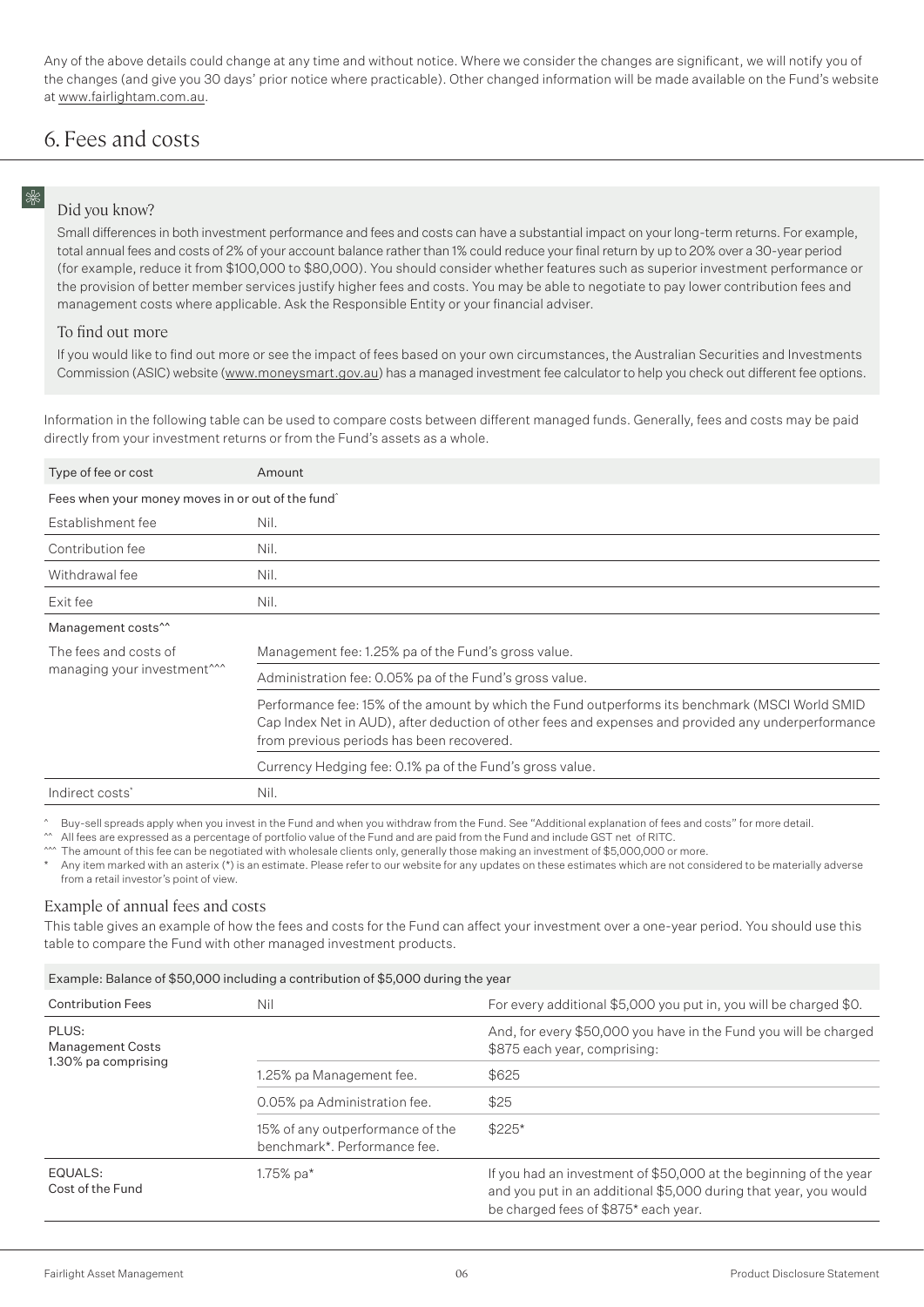Any of the above details could change at any time and without notice. Where we consider the changes are significant, we will notify you of the changes (and give you 30 days' prior notice where practicable). Other changed information will be made available on the Fund's website at www.fairlightam.com.au.

# 6. Fees and costs

### Did you know?

Small differences in both investment performance and fees and costs can have a substantial impact on your long-term returns. For example, total annual fees and costs of 2% of your account balance rather than 1% could reduce your final return by up to 20% over a 30-year period (for example, reduce it from $100,000 to $80,000). You should consider whether features such as superior investment performance or the provision of better member services justify higher fees and costs. You may be able to negotiate to pay lower contribution fees and management costs where applicable. Ask the Responsible Entity or your financial adviser.

### To find out more

If you would like to find out more or see the impact of fees based on your own circumstances, the Australian Securities and Investments Commission (ASIC) website (www.moneysmart.gov.au) has a managed investment fee calculator to help you check out different fee options.

Information in the following table can be used to compare costs between different managed funds. Generally, fees and costs may be paid directly from your investment returns or from the Fund's assets as a whole.

| Type of fee or cost | Amount |
|---|---|
| Fees when your money moves in or out of the fund^ | |
| Establishment fee | Nil. |
| Contribution fee | Nil. |
| Withdrawal fee | Nil. |
| Exit fee | Nil. |
| Management costs^^ | |
| The fees and costs of managing your investment^^^ | Management fee: 1.25% pa of the Fund's gross value. |
| | Administration fee: 0.05% pa of the Fund's gross value. |
| | Performance fee: 15% of the amount by which the Fund outperforms its benchmark (MSCI World SMID Cap Index Net in AUD), after deduction of other fees and expenses and provided any underperformance from previous periods has been recovered. |
| | Currency Hedging fee: 0.1% pa of the Fund's gross value. |
| Indirect costs* | Nil. |

^ Buy-sell spreads apply when you invest in the Fund and when you withdraw from the Fund. See "Additional explanation of fees and costs" for more detail.
^^ All fees are expressed as a percentage of portfolio value of the Fund and are paid from the Fund and include GST net of RITC.
^^^ The amount of this fee can be negotiated with wholesale clients only, generally those making an investment of $5,000,000 or more.
* Any item marked with an asterix (*) is an estimate. Please refer to our website for any updates on these estimates which are not considered to be materially adverse from a retail investor's point of view.

### Example of annual fees and costs

This table gives an example of how the fees and costs for the Fund can affect your investment over a one-year period. You should use this table to compare the Fund with other managed investment products.

| Example: Balance of $50,000 including a contribution of $5,000 during the year | | |
|---|---|---|
| Contribution Fees | Nil | For every additional $5,000 you put in, you will be charged $0. |
| PLUS: Management Costs 1.30% pa comprising | | And, for every $50,000 you have in the Fund you will be charged $875 each year, comprising: |
| | 1.25% pa Management fee. | $625 |
| | 0.05% pa Administration fee. | $25 |
| | 15% of any outperformance of the benchmark*. Performance fee. | $225* |
| EQUALS: Cost of the Fund | 1.75% pa* | If you had an investment of $50,000 at the beginning of the year and you put in an additional $5,000 during that year, you would be charged fees of $875* each year. |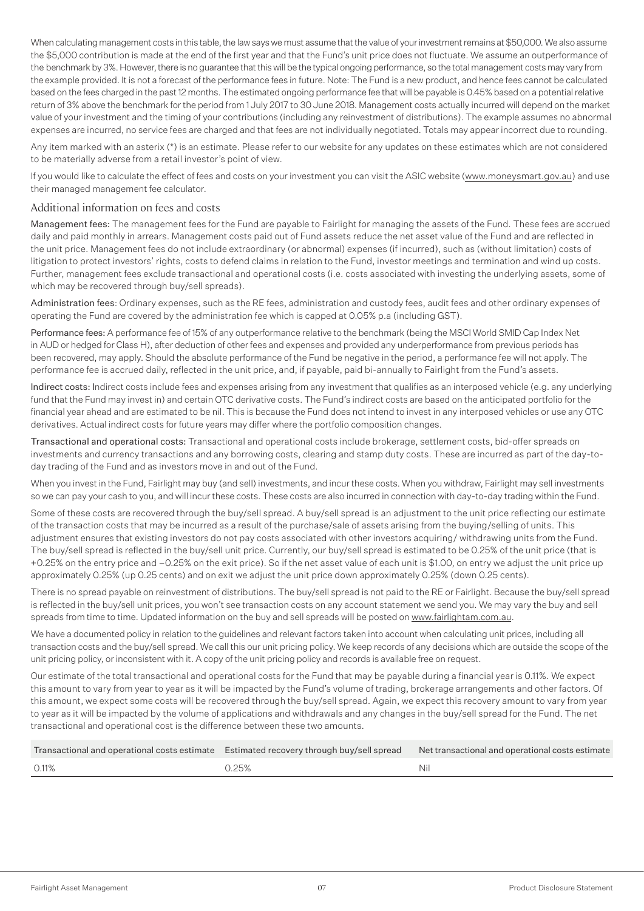When calculating management costs in this table, the law says we must assume that the value of your investment remains at $50,000. We also assume the $5,000 contribution is made at the end of the first year and that the Fund's unit price does not fluctuate. We assume an outperformance of the benchmark by 3%. However, there is no guarantee that this will be the typical ongoing performance, so the total management costs may vary from the example provided. It is not a forecast of the performance fees in future. Note: The Fund is a new product, and hence fees cannot be calculated based on the fees charged in the past 12 months. The estimated ongoing performance fee that will be payable is 0.45% based on a potential relative return of 3% above the benchmark for the period from 1 July 2017 to 30 June 2018. Management costs actually incurred will depend on the market value of your investment and the timing of your contributions (including any reinvestment of distributions). The example assumes no abnormal expenses are incurred, no service fees are charged and that fees are not individually negotiated. Totals may appear incorrect due to rounding.

Any item marked with an asterix (*) is an estimate. Please refer to our website for any updates on these estimates which are not considered to be materially adverse from a retail investor's point of view.

If you would like to calculate the effect of fees and costs on your investment you can visit the ASIC website (www.moneysmart.gov.au) and use their managed management fee calculator.

## Additional information on fees and costs

**Management fees:** The management fees for the Fund are payable to Fairlight for managing the assets of the Fund. These fees are accrued daily and paid monthly in arrears. Management costs paid out of Fund assets reduce the net asset value of the Fund and are reflected in the unit price. Management fees do not include extraordinary (or abnormal) expenses (if incurred), such as (without limitation) costs of litigation to protect investors' rights, costs to defend claims in relation to the Fund, investor meetings and termination and wind up costs. Further, management fees exclude transactional and operational costs (i.e. costs associated with investing the underlying assets, some of which may be recovered through buy/sell spreads).

**Administration fees**: Ordinary expenses, such as the RE fees, administration and custody fees, audit fees and other ordinary expenses of operating the Fund are covered by the administration fee which is capped at 0.05% p.a (including GST).

**Performance fees:** A performance fee of 15% of any outperformance relative to the benchmark (being the MSCI World SMID Cap Index Net in AUD or hedged for Class H), after deduction of other fees and expenses and provided any underperformance from previous periods has been recovered, may apply. Should the absolute performance of the Fund be negative in the period, a performance fee will not apply. The performance fee is accrued daily, reflected in the unit price, and, if payable, paid bi-annually to Fairlight from the Fund's assets.

**Indirect costs:** Indirect costs include fees and expenses arising from any investment that qualifies as an interposed vehicle (e.g. any underlying fund that the Fund may invest in) and certain OTC derivative costs. The Fund's indirect costs are based on the anticipated portfolio for the financial year ahead and are estimated to be nil. This is because the Fund does not intend to invest in any interposed vehicles or use any OTC derivatives. Actual indirect costs for future years may differ where the portfolio composition changes.

**Transactional and operational costs:** Transactional and operational costs include brokerage, settlement costs, bid-offer spreads on investments and currency transactions and any borrowing costs, clearing and stamp duty costs. These are incurred as part of the day-to-day trading of the Fund and as investors move in and out of the Fund.

When you invest in the Fund, Fairlight may buy (and sell) investments, and incur these costs. When you withdraw, Fairlight may sell investments so we can pay your cash to you, and will incur these costs. These costs are also incurred in connection with day-to-day trading within the Fund.

Some of these costs are recovered through the buy/sell spread. A buy/sell spread is an adjustment to the unit price reflecting our estimate of the transaction costs that may be incurred as a result of the purchase/sale of assets arising from the buying/selling of units. This adjustment ensures that existing investors do not pay costs associated with other investors acquiring/ withdrawing units from the Fund. The buy/sell spread is reflected in the buy/sell unit price. Currently, our buy/sell spread is estimated to be 0.25% of the unit price (that is +0.25% on the entry price and −0.25% on the exit price). So if the net asset value of each unit is $1.00, on entry we adjust the unit price up approximately 0.25% (up 0.25 cents) and on exit we adjust the unit price down approximately 0.25% (down 0.25 cents).

There is no spread payable on reinvestment of distributions. The buy/sell spread is not paid to the RE or Fairlight. Because the buy/sell spread is reflected in the buy/sell unit prices, you won't see transaction costs on any account statement we send you. We may vary the buy and sell spreads from time to time. Updated information on the buy and sell spreads will be posted on www.fairlightam.com.au.

We have a documented policy in relation to the guidelines and relevant factors taken into account when calculating unit prices, including all transaction costs and the buy/sell spread. We call this our unit pricing policy. We keep records of any decisions which are outside the scope of the unit pricing policy, or inconsistent with it. A copy of the unit pricing policy and records is available free on request.

Our estimate of the total transactional and operational costs for the Fund that may be payable during a financial year is 0.11%. We expect this amount to vary from year to year as it will be impacted by the Fund's volume of trading, brokerage arrangements and other factors. Of this amount, we expect some costs will be recovered through the buy/sell spread. Again, we expect this recovery amount to vary from year to year as it will be impacted by the volume of applications and withdrawals and any changes in the buy/sell spread for the Fund. The net transactional and operational cost is the difference between these two amounts.

| Transactional and operational costs estimate | Estimated recovery through buy/sell spread | Net transactional and operational costs estimate |
|---|---|---|
| 0.11% | 0.25% | Nil |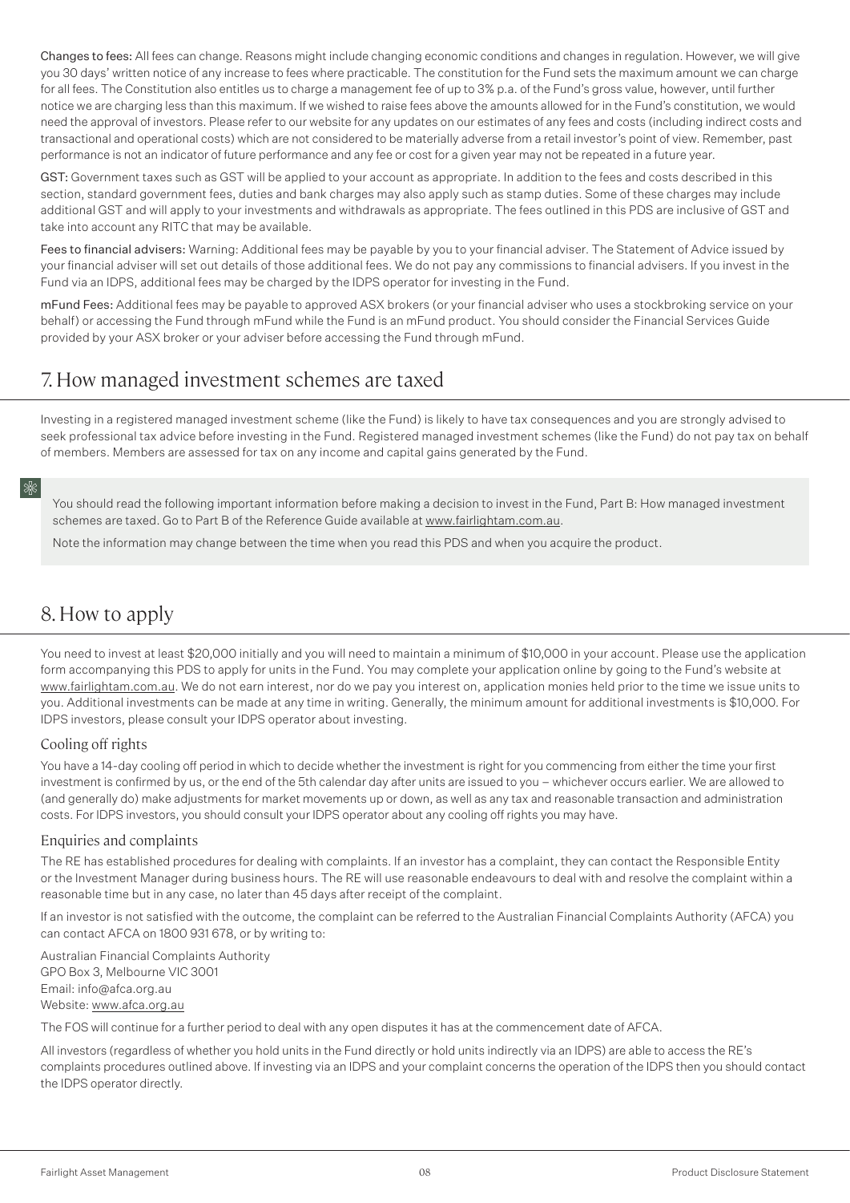**Changes to fees:** All fees can change. Reasons might include changing economic conditions and changes in regulation. However, we will give you 30 days' written notice of any increase to fees where practicable. The constitution for the Fund sets the maximum amount we can charge for all fees. The Constitution also entitles us to charge a management fee of up to 3% p.a. of the Fund's gross value, however, until further notice we are charging less than this maximum. If we wished to raise fees above the amounts allowed for in the Fund's constitution, we would need the approval of investors. Please refer to our website for any updates on our estimates of any fees and costs (including indirect costs and transactional and operational costs) which are not considered to be materially adverse from a retail investor's point of view. Remember, past performance is not an indicator of future performance and any fee or cost for a given year may not be repeated in a future year.

**GST:** Government taxes such as GST will be applied to your account as appropriate. In addition to the fees and costs described in this section, standard government fees, duties and bank charges may also apply such as stamp duties. Some of these charges may include additional GST and will apply to your investments and withdrawals as appropriate. The fees outlined in this PDS are inclusive of GST and take into account any RITC that may be available.

**Fees to financial advisers:** Warning: Additional fees may be payable by you to your financial adviser. The Statement of Advice issued by your financial adviser will set out details of those additional fees. We do not pay any commissions to financial advisers. If you invest in the Fund via an IDPS, additional fees may be charged by the IDPS operator for investing in the Fund.

**mFund Fees:** Additional fees may be payable to approved ASX brokers (or your financial adviser who uses a stockbroking service on your behalf) or accessing the Fund through mFund while the Fund is an mFund product. You should consider the Financial Services Guide provided by your ASX broker or your adviser before accessing the Fund through mFund.

## 7. How managed investment schemes are taxed

Investing in a registered managed investment scheme (like the Fund) is likely to have tax consequences and you are strongly advised to seek professional tax advice before investing in the Fund. Registered managed investment schemes (like the Fund) do not pay tax on behalf of members. Members are assessed for tax on any income and capital gains generated by the Fund.

> You should read the following important information before making a decision to invest in the Fund, Part B: How managed investment schemes are taxed. Go to Part B of the Reference Guide available at www.fairlightam.com.au.
>
> Note the information may change between the time when you read this PDS and when you acquire the product.

## 8. How to apply

You need to invest at least $20,000 initially and you will need to maintain a minimum of $10,000 in your account. Please use the application form accompanying this PDS to apply for units in the Fund. You may complete your application online by going to the Fund's website at www.fairlightam.com.au. We do not earn interest, nor do we pay you interest on, application monies held prior to the time we issue units to you. Additional investments can be made at any time in writing. Generally, the minimum amount for additional investments is $10,000. For IDPS investors, please consult your IDPS operator about investing.

### Cooling off rights

You have a 14-day cooling off period in which to decide whether the investment is right for you commencing from either the time your first investment is confirmed by us, or the end of the 5th calendar day after units are issued to you – whichever occurs earlier. We are allowed to (and generally do) make adjustments for market movements up or down, as well as any tax and reasonable transaction and administration costs. For IDPS investors, you should consult your IDPS operator about any cooling off rights you may have.

### Enquiries and complaints

The RE has established procedures for dealing with complaints. If an investor has a complaint, they can contact the Responsible Entity or the Investment Manager during business hours. The RE will use reasonable endeavours to deal with and resolve the complaint within a reasonable time but in any case, no later than 45 days after receipt of the complaint.

If an investor is not satisfied with the outcome, the complaint can be referred to the Australian Financial Complaints Authority (AFCA) you can contact AFCA on 1800 931 678, or by writing to:

Australian Financial Complaints Authority
GPO Box 3, Melbourne VIC 3001
Email: info@afca.org.au
Website: www.afca.org.au

The FOS will continue for a further period to deal with any open disputes it has at the commencement date of AFCA.

All investors (regardless of whether you hold units in the Fund directly or hold units indirectly via an IDPS) are able to access the RE's complaints procedures outlined above. If investing via an IDPS and your complaint concerns the operation of the IDPS then you should contact the IDPS operator directly.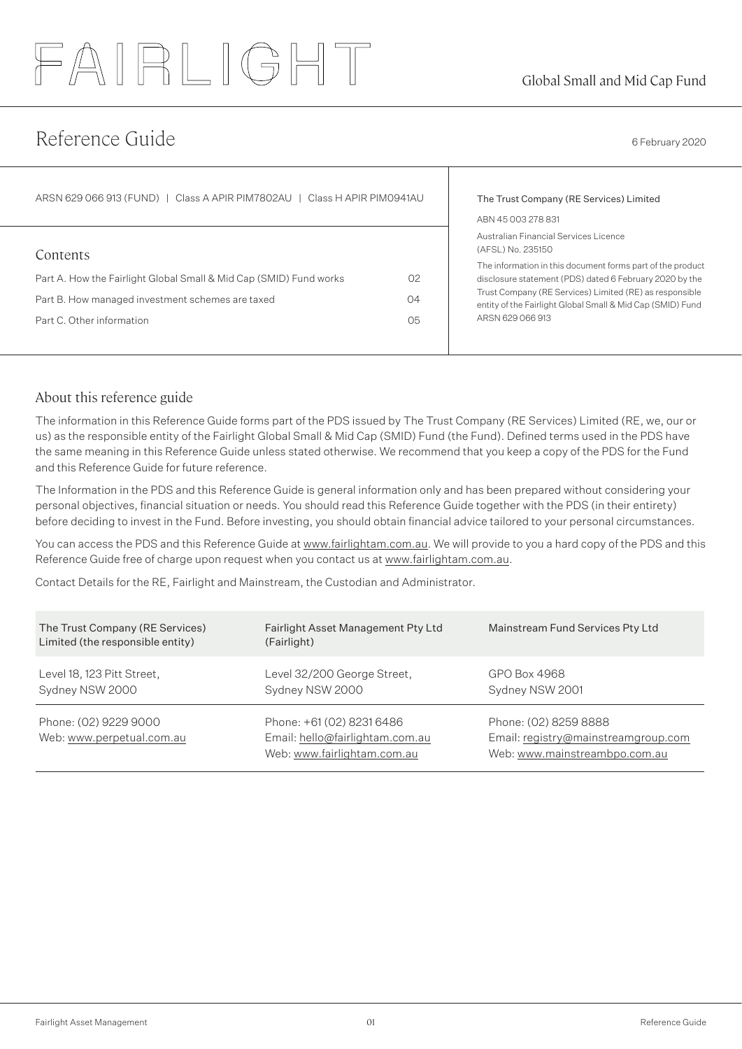# FAIRLIGHT

Global Small and Mid Cap Fund

## Reference Guide

6 February 2020

ARSN 629 066 913 (FUND) | Class A APIR PIM7802AU | Class H APIR PIM0941AU

### Contents

Part A. How the Fairlight Global Small & Mid Cap (SMID) Fund works 02

Part B. How managed investment schemes are taxed 04

Part C. Other information 05

The Trust Company (RE Services) Limited

ABN 45 003 278 831

Australian Financial Services Licence (AFSL) No. 235150

The information in this document forms part of the product disclosure statement (PDS) dated 6 February 2020 by the Trust Company (RE Services) Limited (RE) as responsible entity of the Fairlight Global Small & Mid Cap (SMID) Fund ARSN 629 066 913

### About this reference guide

The information in this Reference Guide forms part of the PDS issued by The Trust Company (RE Services) Limited (RE, we, our or us) as the responsible entity of the Fairlight Global Small & Mid Cap (SMID) Fund (the Fund). Defined terms used in the PDS have the same meaning in this Reference Guide unless stated otherwise. We recommend that you keep a copy of the PDS for the Fund and this Reference Guide for future reference.

The Information in the PDS and this Reference Guide is general information only and has been prepared without considering your personal objectives, financial situation or needs. You should read this Reference Guide together with the PDS (in their entirety) before deciding to invest in the Fund. Before investing, you should obtain financial advice tailored to your personal circumstances.

You can access the PDS and this Reference Guide at www.fairlightam.com.au. We will provide to you a hard copy of the PDS and this Reference Guide free of charge upon request when you contact us at www.fairlightam.com.au.

Contact Details for the RE, Fairlight and Mainstream, the Custodian and Administrator.

| The Trust Company (RE Services) Limited (the responsible entity) | Fairlight Asset Management Pty Ltd (Fairlight) | Mainstream Fund Services Pty Ltd |
|---|---|---|
| Level 18, 123 Pitt Street, Sydney NSW 2000 | Level 32/200 George Street, Sydney NSW 2000 | GPO Box 4968 Sydney NSW 2001 |
| Phone: (02) 9229 9000 Web: www.perpetual.com.au | Phone: +61 (02) 8231 6486 Email: hello@fairlightam.com.au Web: www.fairlightam.com.au | Phone: (02) 8259 8888 Email: registry@mainstreamgroup.com Web: www.mainstreambpo.com.au |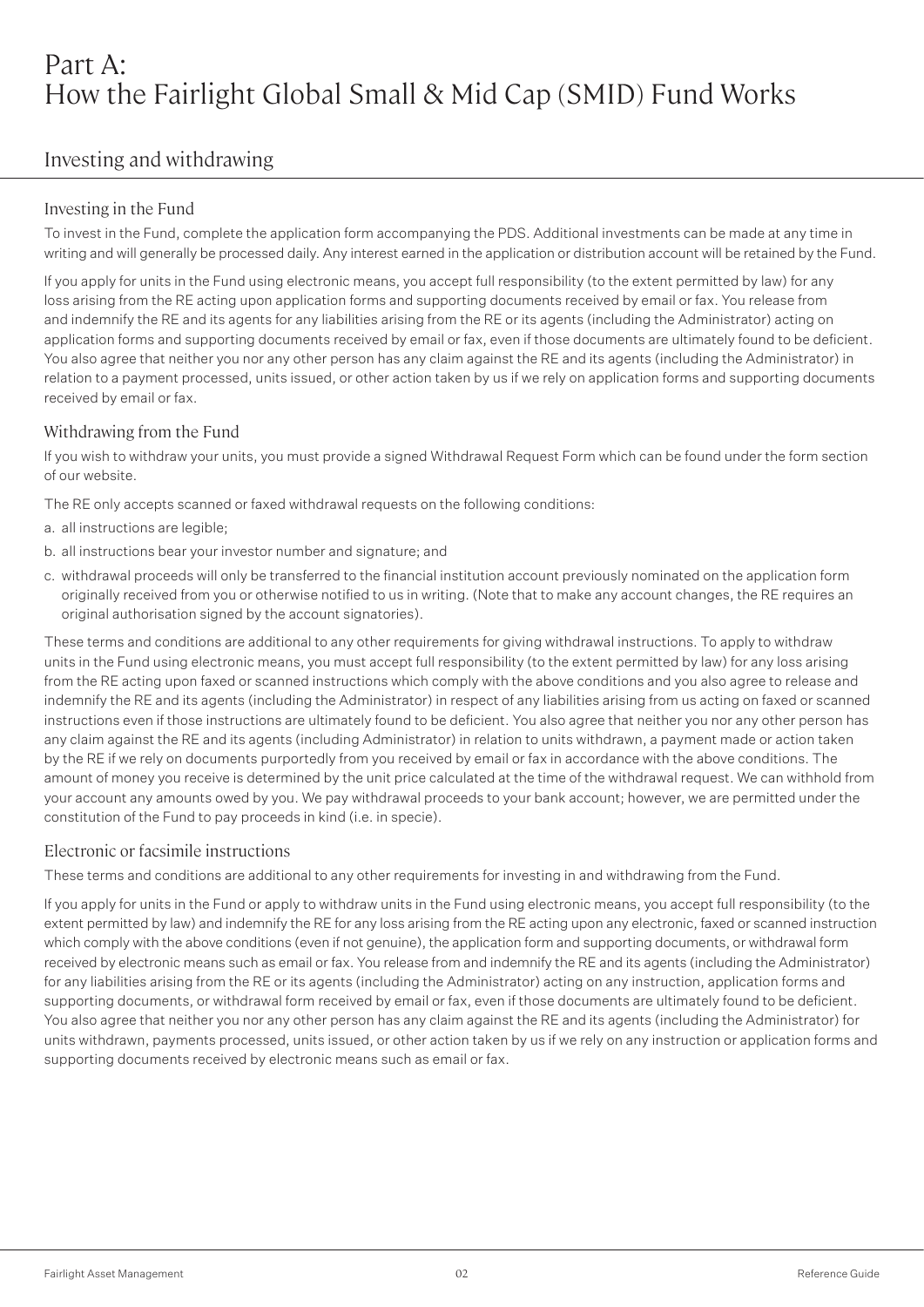# Part A:
# How the Fairlight Global Small & Mid Cap (SMID) Fund Works

## Investing and withdrawing

### Investing in the Fund

To invest in the Fund, complete the application form accompanying the PDS. Additional investments can be made at any time in writing and will generally be processed daily. Any interest earned in the application or distribution account will be retained by the Fund.

If you apply for units in the Fund using electronic means, you accept full responsibility (to the extent permitted by law) for any loss arising from the RE acting upon application forms and supporting documents received by email or fax. You release from and indemnify the RE and its agents for any liabilities arising from the RE or its agents (including the Administrator) acting on application forms and supporting documents received by email or fax, even if those documents are ultimately found to be deficient. You also agree that neither you nor any other person has any claim against the RE and its agents (including the Administrator) in relation to a payment processed, units issued, or other action taken by us if we rely on application forms and supporting documents received by email or fax.

### Withdrawing from the Fund

If you wish to withdraw your units, you must provide a signed Withdrawal Request Form which can be found under the form section of our website.

The RE only accepts scanned or faxed withdrawal requests on the following conditions:

a. all instructions are legible;
b. all instructions bear your investor number and signature; and
c. withdrawal proceeds will only be transferred to the financial institution account previously nominated on the application form originally received from you or otherwise notified to us in writing. (Note that to make any account changes, the RE requires an original authorisation signed by the account signatories).

These terms and conditions are additional to any other requirements for giving withdrawal instructions. To apply to withdraw units in the Fund using electronic means, you must accept full responsibility (to the extent permitted by law) for any loss arising from the RE acting upon faxed or scanned instructions which comply with the above conditions and you also agree to release and indemnify the RE and its agents (including the Administrator) in respect of any liabilities arising from us acting on faxed or scanned instructions even if those instructions are ultimately found to be deficient. You also agree that neither you nor any other person has any claim against the RE and its agents (including Administrator) in relation to units withdrawn, a payment made or action taken by the RE if we rely on documents purportedly from you received by email or fax in accordance with the above conditions. The amount of money you receive is determined by the unit price calculated at the time of the withdrawal request. We can withhold from your account any amounts owed by you. We pay withdrawal proceeds to your bank account; however, we are permitted under the constitution of the Fund to pay proceeds in kind (i.e. in specie).

### Electronic or facsimile instructions

These terms and conditions are additional to any other requirements for investing in and withdrawing from the Fund.

If you apply for units in the Fund or apply to withdraw units in the Fund using electronic means, you accept full responsibility (to the extent permitted by law) and indemnify the RE for any loss arising from the RE acting upon any electronic, faxed or scanned instruction which comply with the above conditions (even if not genuine), the application form and supporting documents, or withdrawal form received by electronic means such as email or fax. You release from and indemnify the RE and its agents (including the Administrator) for any liabilities arising from the RE or its agents (including the Administrator) acting on any instruction, application forms and supporting documents, or withdrawal form received by email or fax, even if those documents are ultimately found to be deficient. You also agree that neither you nor any other person has any claim against the RE and its agents (including the Administrator) for units withdrawn, payments processed, units issued, or other action taken by us if we rely on any instruction or application forms and supporting documents received by electronic means such as email or fax.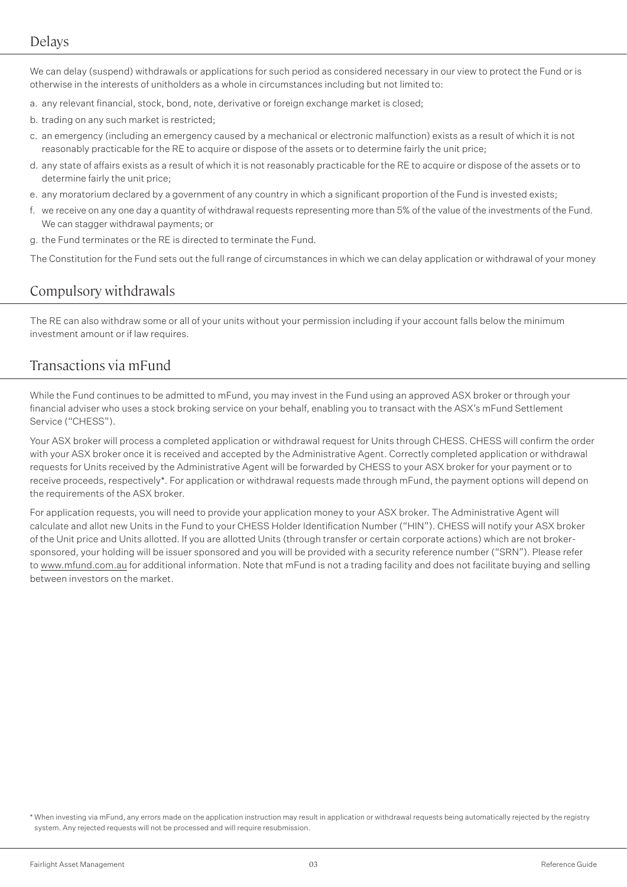## Delays

We can delay (suspend) withdrawals or applications for such period as considered necessary in our view to protect the Fund or is otherwise in the interests of unitholders as a whole in circumstances including but not limited to:

a. any relevant financial, stock, bond, note, derivative or foreign exchange market is closed;
b. trading on any such market is restricted;
c. an emergency (including an emergency caused by a mechanical or electronic malfunction) exists as a result of which it is not reasonably practicable for the RE to acquire or dispose of the assets or to determine fairly the unit price;
d. any state of affairs exists as a result of which it is not reasonably practicable for the RE to acquire or dispose of the assets or to determine fairly the unit price;
e. any moratorium declared by a government of any country in which a significant proportion of the Fund is invested exists;
f. we receive on any one day a quantity of withdrawal requests representing more than 5% of the value of the investments of the Fund. We can stagger withdrawal payments; or
g. the Fund terminates or the RE is directed to terminate the Fund.

The Constitution for the Fund sets out the full range of circumstances in which we can delay application or withdrawal of your money

## Compulsory withdrawals

The RE can also withdraw some or all of your units without your permission including if your account falls below the minimum investment amount or if law requires.

## Transactions via mFund

While the Fund continues to be admitted to mFund, you may invest in the Fund using an approved ASX broker or through your financial adviser who uses a stock broking service on your behalf, enabling you to transact with the ASX's mFund Settlement Service ("CHESS").

Your ASX broker will process a completed application or withdrawal request for Units through CHESS. CHESS will confirm the order with your ASX broker once it is received and accepted by the Administrative Agent. Correctly completed application or withdrawal requests for Units received by the Administrative Agent will be forwarded by CHESS to your ASX broker for your payment or to receive proceeds, respectively*. For application or withdrawal requests made through mFund, the payment options will depend on the requirements of the ASX broker.

For application requests, you will need to provide your application money to your ASX broker. The Administrative Agent will calculate and allot new Units in the Fund to your CHESS Holder Identification Number ("HIN"). CHESS will notify your ASX broker of the Unit price and Units allotted. If you are allotted Units (through transfer or certain corporate actions) which are not broker-sponsored, your holding will be issuer sponsored and you will be provided with a security reference number ("SRN"). Please refer to www.mfund.com.au for additional information. Note that mFund is not a trading facility and does not facilitate buying and selling between investors on the market.

\* When investing via mFund, any errors made on the application instruction may result in application or withdrawal requests being automatically rejected by the registry system. Any rejected requests will not be processed and will require resubmission.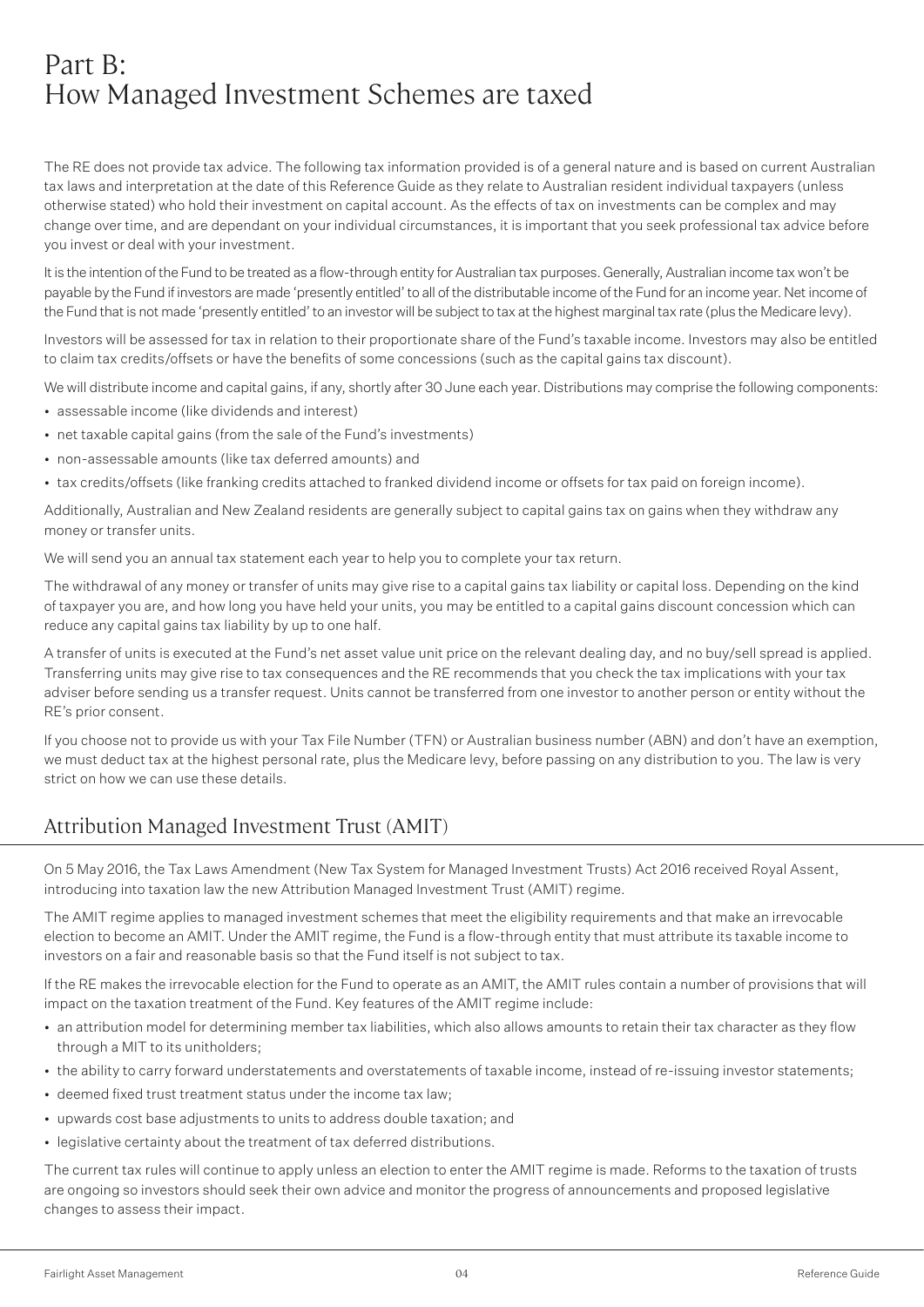# Part B: How Managed Investment Schemes are taxed

The RE does not provide tax advice. The following tax information provided is of a general nature and is based on current Australian tax laws and interpretation at the date of this Reference Guide as they relate to Australian resident individual taxpayers (unless otherwise stated) who hold their investment on capital account. As the effects of tax on investments can be complex and may change over time, and are dependant on your individual circumstances, it is important that you seek professional tax advice before you invest or deal with your investment.

It is the intention of the Fund to be treated as a flow-through entity for Australian tax purposes. Generally, Australian income tax won't be payable by the Fund if investors are made 'presently entitled' to all of the distributable income of the Fund for an income year. Net income of the Fund that is not made 'presently entitled' to an investor will be subject to tax at the highest marginal tax rate (plus the Medicare levy).

Investors will be assessed for tax in relation to their proportionate share of the Fund's taxable income. Investors may also be entitled to claim tax credits/offsets or have the benefits of some concessions (such as the capital gains tax discount).

We will distribute income and capital gains, if any, shortly after 30 June each year. Distributions may comprise the following components:

- assessable income (like dividends and interest)
- net taxable capital gains (from the sale of the Fund's investments)
- non-assessable amounts (like tax deferred amounts) and
- tax credits/offsets (like franking credits attached to franked dividend income or offsets for tax paid on foreign income).

Additionally, Australian and New Zealand residents are generally subject to capital gains tax on gains when they withdraw any money or transfer units.

We will send you an annual tax statement each year to help you to complete your tax return.

The withdrawal of any money or transfer of units may give rise to a capital gains tax liability or capital loss. Depending on the kind of taxpayer you are, and how long you have held your units, you may be entitled to a capital gains discount concession which can reduce any capital gains tax liability by up to one half.

A transfer of units is executed at the Fund's net asset value unit price on the relevant dealing day, and no buy/sell spread is applied. Transferring units may give rise to tax consequences and the RE recommends that you check the tax implications with your tax adviser before sending us a transfer request. Units cannot be transferred from one investor to another person or entity without the RE's prior consent.

If you choose not to provide us with your Tax File Number (TFN) or Australian business number (ABN) and don't have an exemption, we must deduct tax at the highest personal rate, plus the Medicare levy, before passing on any distribution to you. The law is very strict on how we can use these details.

## Attribution Managed Investment Trust (AMIT)

On 5 May 2016, the Tax Laws Amendment (New Tax System for Managed Investment Trusts) Act 2016 received Royal Assent, introducing into taxation law the new Attribution Managed Investment Trust (AMIT) regime.

The AMIT regime applies to managed investment schemes that meet the eligibility requirements and that make an irrevocable election to become an AMIT. Under the AMIT regime, the Fund is a flow-through entity that must attribute its taxable income to investors on a fair and reasonable basis so that the Fund itself is not subject to tax.

If the RE makes the irrevocable election for the Fund to operate as an AMIT, the AMIT rules contain a number of provisions that will impact on the taxation treatment of the Fund. Key features of the AMIT regime include:

- an attribution model for determining member tax liabilities, which also allows amounts to retain their tax character as they flow through a MIT to its unitholders;
- the ability to carry forward understatements and overstatements of taxable income, instead of re-issuing investor statements;
- deemed fixed trust treatment status under the income tax law;
- upwards cost base adjustments to units to address double taxation; and
- legislative certainty about the treatment of tax deferred distributions.

The current tax rules will continue to apply unless an election to enter the AMIT regime is made. Reforms to the taxation of trusts are ongoing so investors should seek their own advice and monitor the progress of announcements and proposed legislative changes to assess their impact.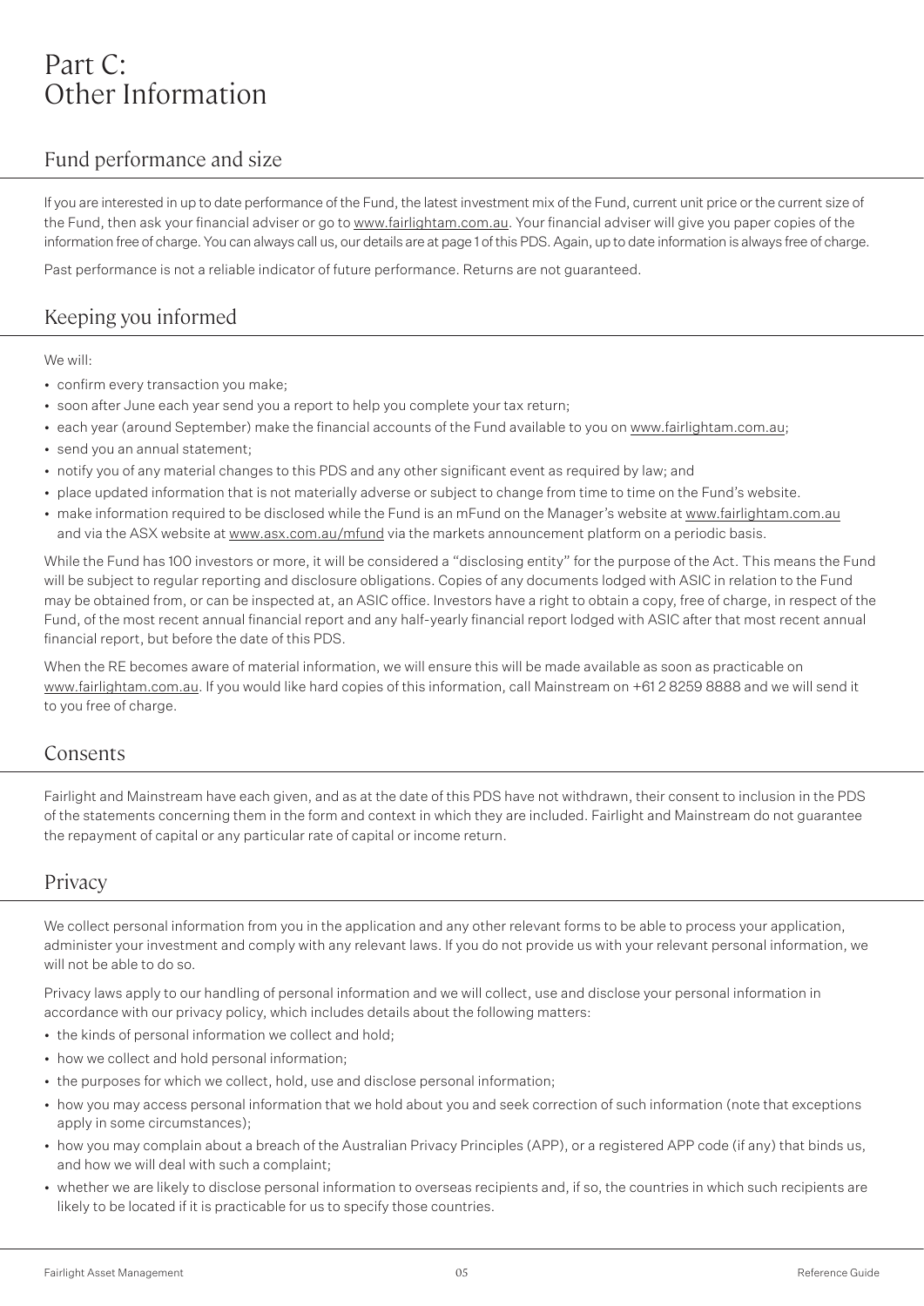# Part C: Other Information

## Fund performance and size

If you are interested in up to date performance of the Fund, the latest investment mix of the Fund, current unit price or the current size of the Fund, then ask your financial adviser or go to www.fairlightam.com.au. Your financial adviser will give you paper copies of the information free of charge. You can always call us, our details are at page 1 of this PDS. Again, up to date information is always free of charge.

Past performance is not a reliable indicator of future performance. Returns are not guaranteed.

## Keeping you informed

We will:

- confirm every transaction you make;
- soon after June each year send you a report to help you complete your tax return;
- each year (around September) make the financial accounts of the Fund available to you on www.fairlightam.com.au;
- send you an annual statement;
- notify you of any material changes to this PDS and any other significant event as required by law; and
- place updated information that is not materially adverse or subject to change from time to time on the Fund's website.
- make information required to be disclosed while the Fund is an mFund on the Manager's website at www.fairlightam.com.au and via the ASX website at www.asx.com.au/mfund via the markets announcement platform on a periodic basis.

While the Fund has 100 investors or more, it will be considered a "disclosing entity" for the purpose of the Act. This means the Fund will be subject to regular reporting and disclosure obligations. Copies of any documents lodged with ASIC in relation to the Fund may be obtained from, or can be inspected at, an ASIC office. Investors have a right to obtain a copy, free of charge, in respect of the Fund, of the most recent annual financial report and any half-yearly financial report lodged with ASIC after that most recent annual financial report, but before the date of this PDS.

When the RE becomes aware of material information, we will ensure this will be made available as soon as practicable on www.fairlightam.com.au. If you would like hard copies of this information, call Mainstream on +61 2 8259 8888 and we will send it to you free of charge.

## Consents

Fairlight and Mainstream have each given, and as at the date of this PDS have not withdrawn, their consent to inclusion in the PDS of the statements concerning them in the form and context in which they are included. Fairlight and Mainstream do not guarantee the repayment of capital or any particular rate of capital or income return.

## Privacy

We collect personal information from you in the application and any other relevant forms to be able to process your application, administer your investment and comply with any relevant laws. If you do not provide us with your relevant personal information, we will not be able to do so.

Privacy laws apply to our handling of personal information and we will collect, use and disclose your personal information in accordance with our privacy policy, which includes details about the following matters:

- the kinds of personal information we collect and hold;
- how we collect and hold personal information;
- the purposes for which we collect, hold, use and disclose personal information;
- how you may access personal information that we hold about you and seek correction of such information (note that exceptions apply in some circumstances);
- how you may complain about a breach of the Australian Privacy Principles (APP), or a registered APP code (if any) that binds us, and how we will deal with such a complaint;
- whether we are likely to disclose personal information to overseas recipients and, if so, the countries in which such recipients are likely to be located if it is practicable for us to specify those countries.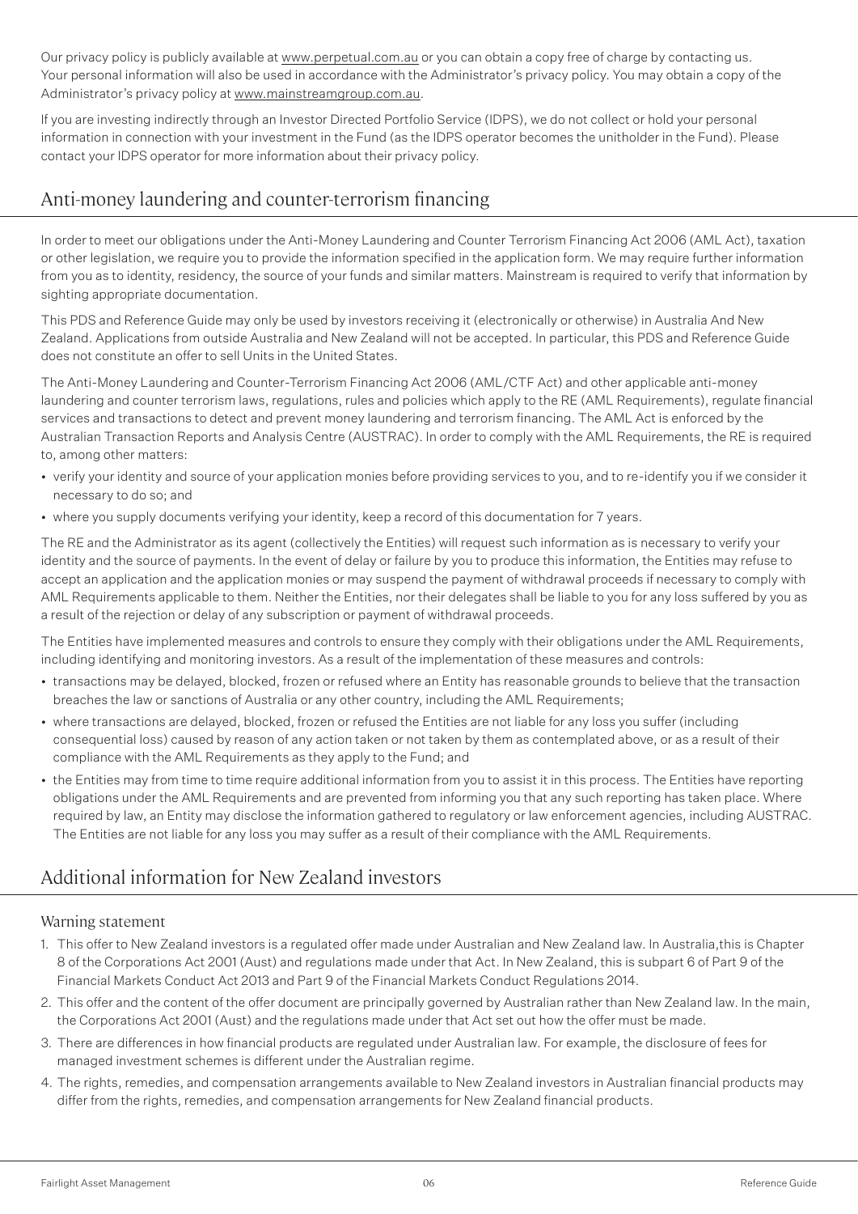Our privacy policy is publicly available at www.perpetual.com.au or you can obtain a copy free of charge by contacting us. Your personal information will also be used in accordance with the Administrator's privacy policy. You may obtain a copy of the Administrator's privacy policy at www.mainstreamgroup.com.au.

If you are investing indirectly through an Investor Directed Portfolio Service (IDPS), we do not collect or hold your personal information in connection with your investment in the Fund (as the IDPS operator becomes the unitholder in the Fund). Please contact your IDPS operator for more information about their privacy policy.

## Anti-money laundering and counter-terrorism financing

In order to meet our obligations under the Anti-Money Laundering and Counter Terrorism Financing Act 2006 (AML Act), taxation or other legislation, we require you to provide the information specified in the application form. We may require further information from you as to identity, residency, the source of your funds and similar matters. Mainstream is required to verify that information by sighting appropriate documentation.

This PDS and Reference Guide may only be used by investors receiving it (electronically or otherwise) in Australia And New Zealand. Applications from outside Australia and New Zealand will not be accepted. In particular, this PDS and Reference Guide does not constitute an offer to sell Units in the United States.

The Anti-Money Laundering and Counter-Terrorism Financing Act 2006 (AML/CTF Act) and other applicable anti-money laundering and counter terrorism laws, regulations, rules and policies which apply to the RE (AML Requirements), regulate financial services and transactions to detect and prevent money laundering and terrorism financing. The AML Act is enforced by the Australian Transaction Reports and Analysis Centre (AUSTRAC). In order to comply with the AML Requirements, the RE is required to, among other matters:

- verify your identity and source of your application monies before providing services to you, and to re-identify you if we consider it necessary to do so; and
- where you supply documents verifying your identity, keep a record of this documentation for 7 years.

The RE and the Administrator as its agent (collectively the Entities) will request such information as is necessary to verify your identity and the source of payments. In the event of delay or failure by you to produce this information, the Entities may refuse to accept an application and the application monies or may suspend the payment of withdrawal proceeds if necessary to comply with AML Requirements applicable to them. Neither the Entities, nor their delegates shall be liable to you for any loss suffered by you as a result of the rejection or delay of any subscription or payment of withdrawal proceeds.

The Entities have implemented measures and controls to ensure they comply with their obligations under the AML Requirements, including identifying and monitoring investors. As a result of the implementation of these measures and controls:

- transactions may be delayed, blocked, frozen or refused where an Entity has reasonable grounds to believe that the transaction breaches the law or sanctions of Australia or any other country, including the AML Requirements;
- where transactions are delayed, blocked, frozen or refused the Entities are not liable for any loss you suffer (including consequential loss) caused by reason of any action taken or not taken by them as contemplated above, or as a result of their compliance with the AML Requirements as they apply to the Fund; and
- the Entities may from time to time require additional information from you to assist it in this process. The Entities have reporting obligations under the AML Requirements and are prevented from informing you that any such reporting has taken place. Where required by law, an Entity may disclose the information gathered to regulatory or law enforcement agencies, including AUSTRAC. The Entities are not liable for any loss you may suffer as a result of their compliance with the AML Requirements.

## Additional information for New Zealand investors

### Warning statement

1. This offer to New Zealand investors is a regulated offer made under Australian and New Zealand law. In Australia,this is Chapter 8 of the Corporations Act 2001 (Aust) and regulations made under that Act. In New Zealand, this is subpart 6 of Part 9 of the Financial Markets Conduct Act 2013 and Part 9 of the Financial Markets Conduct Regulations 2014.
2. This offer and the content of the offer document are principally governed by Australian rather than New Zealand law. In the main, the Corporations Act 2001 (Aust) and the regulations made under that Act set out how the offer must be made.
3. There are differences in how financial products are regulated under Australian law. For example, the disclosure of fees for managed investment schemes is different under the Australian regime.
4. The rights, remedies, and compensation arrangements available to New Zealand investors in Australian financial products may differ from the rights, remedies, and compensation arrangements for New Zealand financial products.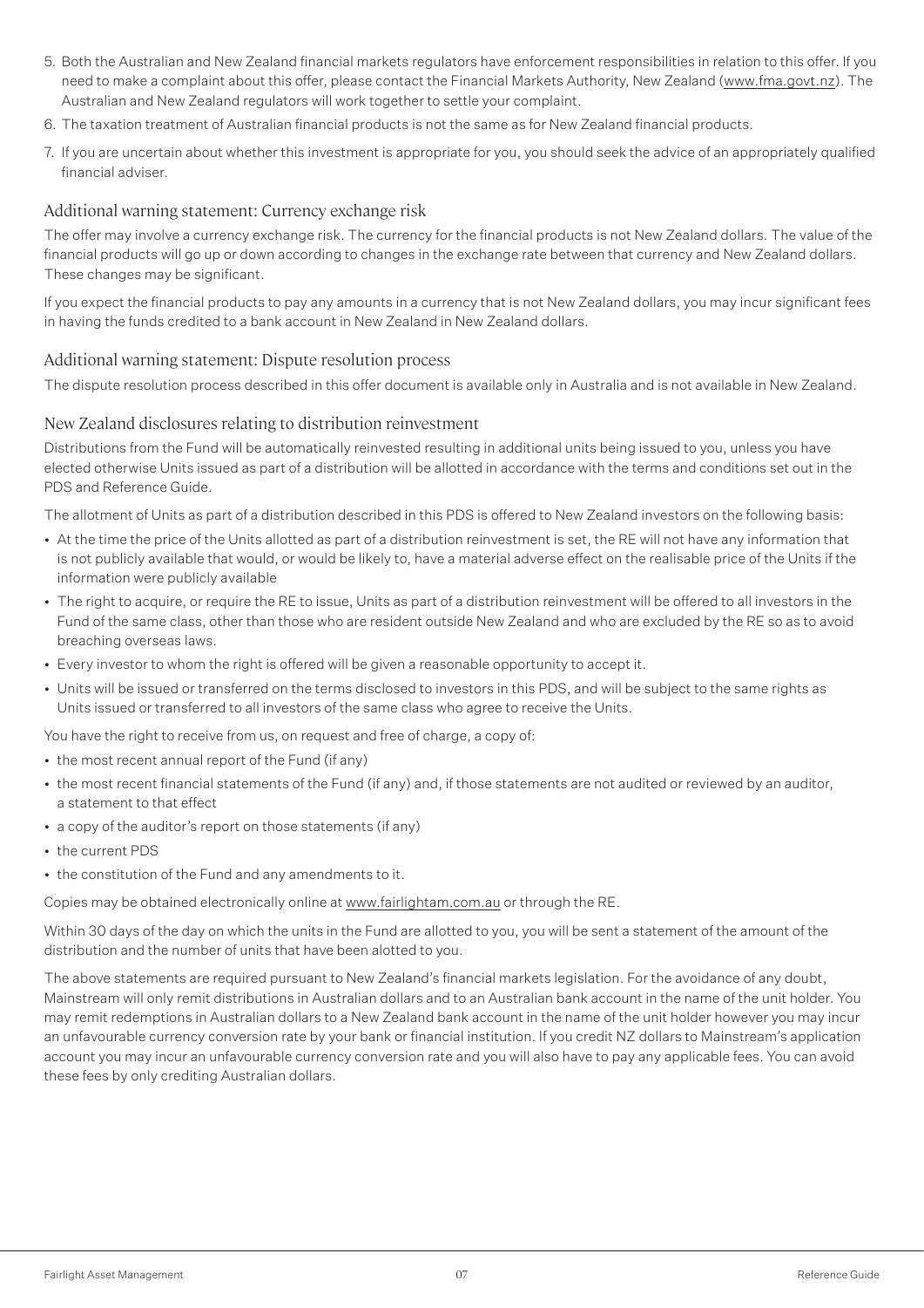5. Both the Australian and New Zealand financial markets regulators have enforcement responsibilities in relation to this offer. If you need to make a complaint about this offer, please contact the Financial Markets Authority, New Zealand (www.fma.govt.nz). The Australian and New Zealand regulators will work together to settle your complaint.
6. The taxation treatment of Australian financial products is not the same as for New Zealand financial products.
7. If you are uncertain about whether this investment is appropriate for you, you should seek the advice of an appropriately qualified financial adviser.

## Additional warning statement: Currency exchange risk

The offer may involve a currency exchange risk. The currency for the financial products is not New Zealand dollars. The value of the financial products will go up or down according to changes in the exchange rate between that currency and New Zealand dollars. These changes may be significant.

If you expect the financial products to pay any amounts in a currency that is not New Zealand dollars, you may incur significant fees in having the funds credited to a bank account in New Zealand in New Zealand dollars.

## Additional warning statement: Dispute resolution process

The dispute resolution process described in this offer document is available only in Australia and is not available in New Zealand.

## New Zealand disclosures relating to distribution reinvestment

Distributions from the Fund will be automatically reinvested resulting in additional units being issued to you, unless you have elected otherwise Units issued as part of a distribution will be allotted in accordance with the terms and conditions set out in the PDS and Reference Guide.

The allotment of Units as part of a distribution described in this PDS is offered to New Zealand investors on the following basis:

- At the time the price of the Units allotted as part of a distribution reinvestment is set, the RE will not have any information that is not publicly available that would, or would be likely to, have a material adverse effect on the realisable price of the Units if the information were publicly available
- The right to acquire, or require the RE to issue, Units as part of a distribution reinvestment will be offered to all investors in the Fund of the same class, other than those who are resident outside New Zealand and who are excluded by the RE so as to avoid breaching overseas laws.
- Every investor to whom the right is offered will be given a reasonable opportunity to accept it.
- Units will be issued or transferred on the terms disclosed to investors in this PDS, and will be subject to the same rights as Units issued or transferred to all investors of the same class who agree to receive the Units.

You have the right to receive from us, on request and free of charge, a copy of:

- the most recent annual report of the Fund (if any)
- the most recent financial statements of the Fund (if any) and, if those statements are not audited or reviewed by an auditor, a statement to that effect
- a copy of the auditor's report on those statements (if any)
- the current PDS
- the constitution of the Fund and any amendments to it.

Copies may be obtained electronically online at www.fairlightam.com.au or through the RE.

Within 30 days of the day on which the units in the Fund are allotted to you, you will be sent a statement of the amount of the distribution and the number of units that have been alotted to you.

The above statements are required pursuant to New Zealand's financial markets legislation. For the avoidance of any doubt, Mainstream will only remit distributions in Australian dollars and to an Australian bank account in the name of the unit holder. You may remit redemptions in Australian dollars to a New Zealand bank account in the name of the unit holder however you may incur an unfavourable currency conversion rate by your bank or financial institution. If you credit NZ dollars to Mainstream's application account you may incur an unfavourable currency conversion rate and you will also have to pay any applicable fees. You can avoid these fees by only crediting Australian dollars.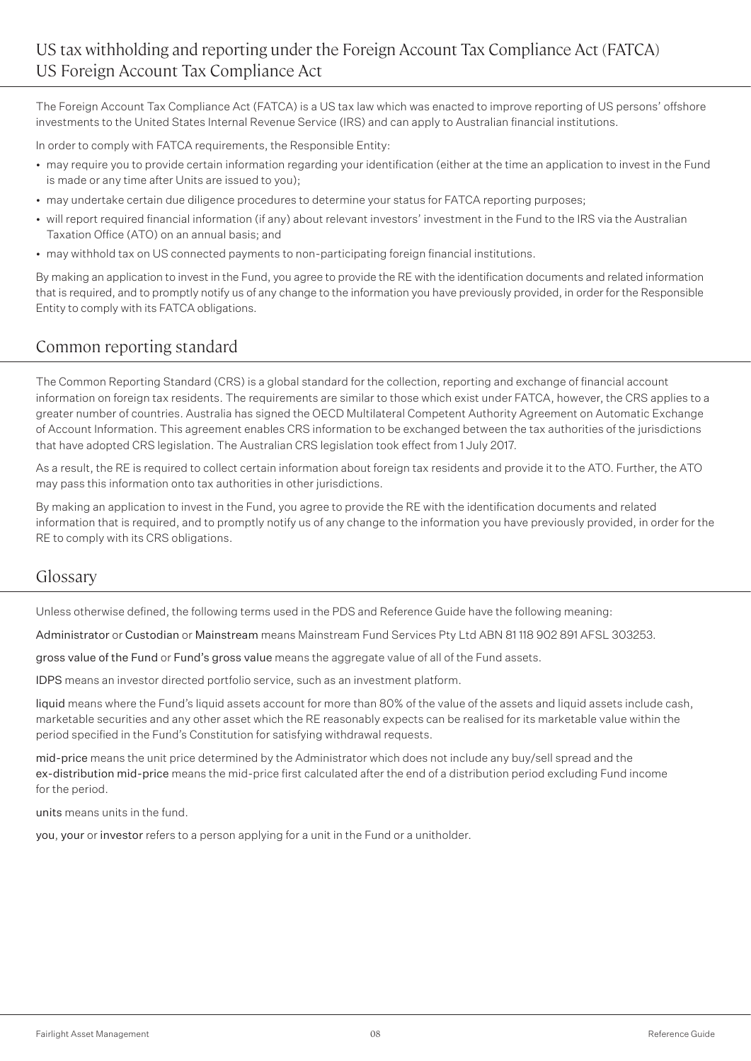## US tax withholding and reporting under the Foreign Account Tax Compliance Act (FATCA)
## US Foreign Account Tax Compliance Act

The Foreign Account Tax Compliance Act (FATCA) is a US tax law which was enacted to improve reporting of US persons' offshore investments to the United States Internal Revenue Service (IRS) and can apply to Australian financial institutions.

In order to comply with FATCA requirements, the Responsible Entity:

- may require you to provide certain information regarding your identification (either at the time an application to invest in the Fund is made or any time after Units are issued to you);
- may undertake certain due diligence procedures to determine your status for FATCA reporting purposes;
- will report required financial information (if any) about relevant investors' investment in the Fund to the IRS via the Australian Taxation Office (ATO) on an annual basis; and
- may withhold tax on US connected payments to non-participating foreign financial institutions.

By making an application to invest in the Fund, you agree to provide the RE with the identification documents and related information that is required, and to promptly notify us of any change to the information you have previously provided, in order for the Responsible Entity to comply with its FATCA obligations.

## Common reporting standard

The Common Reporting Standard (CRS) is a global standard for the collection, reporting and exchange of financial account information on foreign tax residents. The requirements are similar to those which exist under FATCA, however, the CRS applies to a greater number of countries. Australia has signed the OECD Multilateral Competent Authority Agreement on Automatic Exchange of Account Information. This agreement enables CRS information to be exchanged between the tax authorities of the jurisdictions that have adopted CRS legislation. The Australian CRS legislation took effect from 1 July 2017.

As a result, the RE is required to collect certain information about foreign tax residents and provide it to the ATO. Further, the ATO may pass this information onto tax authorities in other jurisdictions.

By making an application to invest in the Fund, you agree to provide the RE with the identification documents and related information that is required, and to promptly notify us of any change to the information you have previously provided, in order for the RE to comply with its CRS obligations.

## Glossary

Unless otherwise defined, the following terms used in the PDS and Reference Guide have the following meaning:

Administrator or Custodian or Mainstream means Mainstream Fund Services Pty Ltd ABN 81 118 902 891 AFSL 303253.

gross value of the Fund or Fund's gross value means the aggregate value of all of the Fund assets.

IDPS means an investor directed portfolio service, such as an investment platform.

liquid means where the Fund's liquid assets account for more than 80% of the value of the assets and liquid assets include cash, marketable securities and any other asset which the RE reasonably expects can be realised for its marketable value within the period specified in the Fund's Constitution for satisfying withdrawal requests.

mid-price means the unit price determined by the Administrator which does not include any buy/sell spread and the ex-distribution mid-price means the mid-price first calculated after the end of a distribution period excluding Fund income for the period.

units means units in the fund.

you, your or investor refers to a person applying for a unit in the Fund or a unitholder.